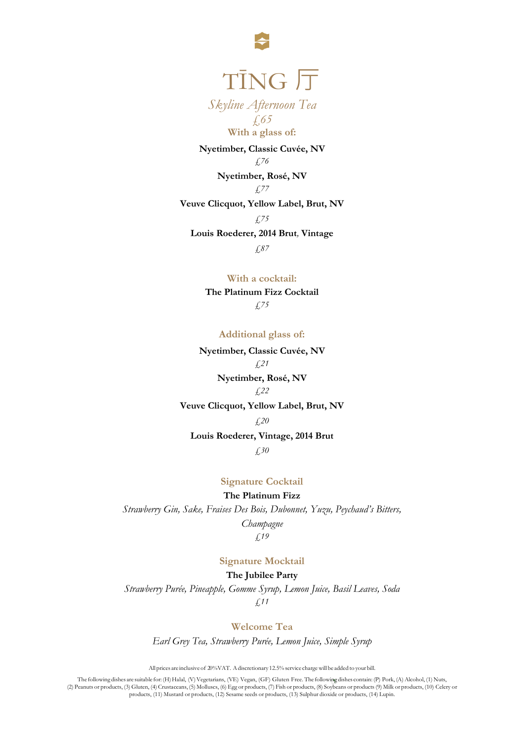# TĪNG 厅

*Skyline Afternoon Tea*

*£65*

## With a glass of:

**Nyetimber, Classic Cuvée, NV**

*£76*

**Nyetimber, Rosé, NV**

*£77*

**Veuve Clicquot, Yellow Label, Brut, NV**

*£75*

**Louis Roederer, 2014 Brut, Vintage**

*£87*

## With a cocktail:

**The Platinum Fizz Cocktail**

*£75*

## Additional glass of:

**Nyetimber, Classic Cuvée, NV**

*£21*

**Nyetimber, Rosé, NV**

*£22*

**Veuve Clicquot, Yellow Label, Brut, NV**

*£20*

**Louis Roederer, Vintage, 2014 Brut**

*£30*

## Signature Cocktail

**The Platinum Fizz**

*Strawberry Gin, Sake, Fraises Des Bois, Dubonnet, Yuzu, Peychaud's Bitters, Champagne*

*£19*

## Signature Mocktail

**The Jubilee Party**

*Strawberry Purée, Pineapple, Gomme Syrup, Lemon Juice, Basil Leaves, Soda*

*£11*

## Welcome Tea

*Earl Grey Tea, Strawberry Purée, Lemon Juice, Simple Syrup*

All prices are inclusive of 20% VAT. A discretionary 12.5% service charge will be added to your bill.

The following dishes are suitable for: (H) Halal, (V) Vegetarians, (VE) Vegan, (GF) Gluten Free. The following dishes contain: (P) Pork, (A) Alcohol, (1) Nuts, (2) Peanuts or products, (3) Gluten, (4) Crustaceans, (5) Molluses, (6) Egg or products, (7) Fish or products, (8) Soybeans or products (9) Milk or products, (10) Celery or products, (11) Mustard or products, (12) Sesame seeds or products, (13) Sulphur dioxide or products, (14) Lupin.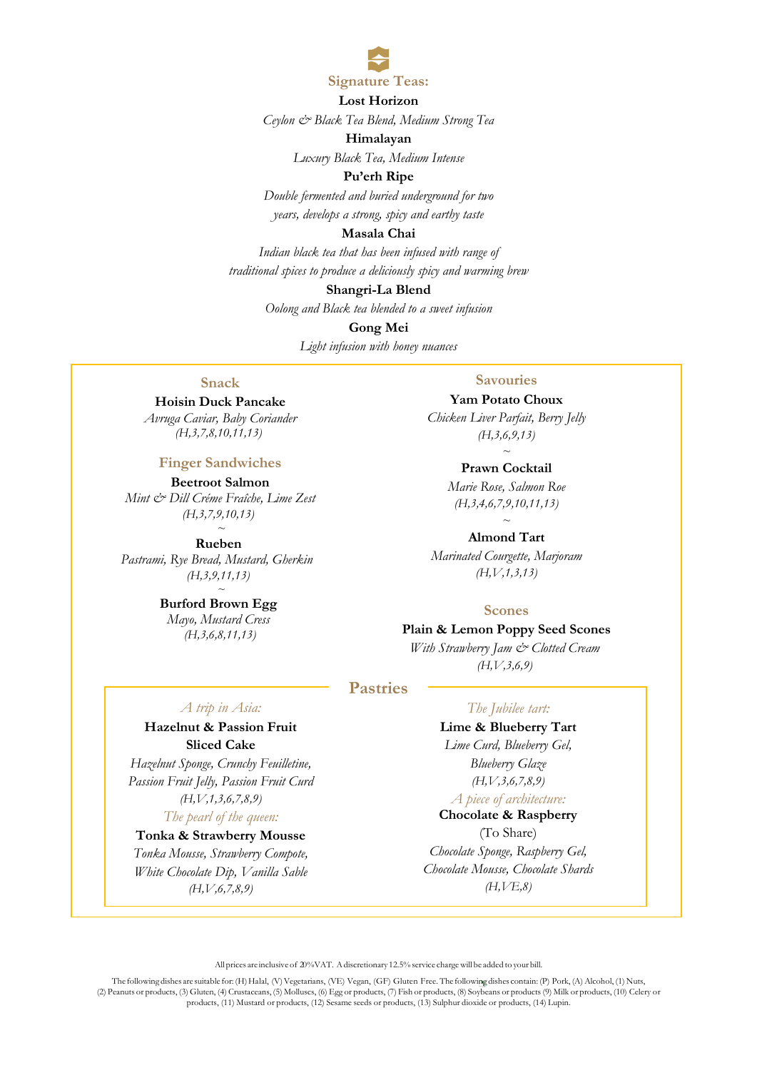## Signature Teas:

**Lost Horizon**
*Ceylon & Black Tea Blend, Medium Strong Tea*

**Himalayan**
*Luxury Black Tea, Medium Intense*

**Pu'erh Ripe**
*Double fermented and buried underground for two years, develops a strong, spicy and earthy taste*

**Masala Chai**
*Indian black tea that has been infused with range of traditional spices to produce a deliciously spicy and warming brew*

**Shangri-La Blend**
*Oolong and Black tea blended to a sweet infusion*

**Gong Mei**
*Light infusion with honey nuances*

### Snack

**Hoisin Duck Pancake**
*Avruga Caviar, Baby Coriander*
*(H,3,7,8,10,11,13)*

### Finger Sandwiches

**Beetroot Salmon**
*Mint & Dill Créme Fraîche, Lime Zest*
*(H,3,7,9,10,13)*

~

**Rueben**
*Pastrami, Rye Bread, Mustard, Gherkin*
*(H,3,9,11,13)*

~

**Burford Brown Egg**
*Mayo, Mustard Cress*
*(H,3,6,8,11,13)*

### Savouries

**Yam Potato Choux**
*Chicken Liver Parfait, Berry Jelly*
*(H,3,6,9,13)*

~

**Prawn Cocktail**
*Marie Rose, Salmon Roe*
*(H,3,4,6,7,9,10,11,13)*

~

**Almond Tart**
*Marinated Courgette, Marjoram*
*(H,V,1,3,13)*

### Scones

**Plain & Lemon Poppy Seed Scones**
*With Strawberry Jam & Clotted Cream*
*(H,V,3,6,9)*

### Pastries

*A trip in Asia:*

**Hazelnut & Passion Fruit Sliced Cake**
*Hazelnut Sponge, Crunchy Feuilletine, Passion Fruit Jelly, Passion Fruit Curd*
*(H,V,1,3,6,7,8,9)*

*The pearl of the queen:*

**Tonka & Strawberry Mousse**
*Tonka Mousse, Strawberry Compote, White Chocolate Dip, Vanilla Sable*
*(H,V,6,7,8,9)*

*The Jubilee tart:*

**Lime & Blueberry Tart**
*Lime Curd, Blueberry Gel, Blueberry Glaze*
*(H,V,3,6,7,8,9)*

*A piece of architecture:*

**Chocolate & Raspberry**
(To Share)
*Chocolate Sponge, Raspberry Gel, Chocolate Mousse, Chocolate Shards*
*(H,VE,8)*

All prices are inclusive of 20% VAT. A discretionary 12.5% service charge will be added to your bill.

The following dishes are suitable for: (H) Halal, (V) Vegetarians, (VE) Vegan, (GF) Gluten Free. The following dishes contain: (P) Pork, (A) Alcohol, (1) Nuts, (2) Peanuts or products, (3) Gluten, (4) Crustaceans, (5) Molluses, (6) Egg or products, (7) Fish or products, (8) Soybeans or products (9) Milk or products, (10) Celery or products, (11) Mustard or products, (12) Sesame seeds or products, (13) Sulphur dioxide or products, (14) Lupin.